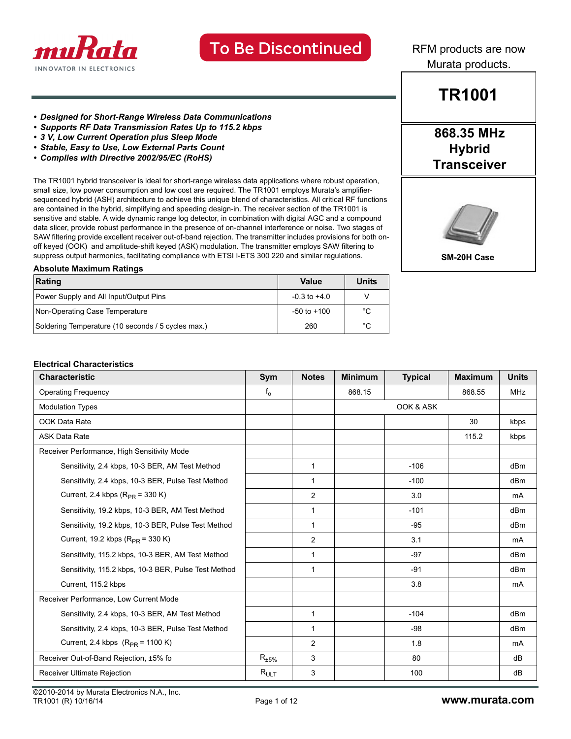To Be Discontinued

RFM products are now Murata products.

# TR1001

## 868.35 MHz Hybrid Transceiver

SM-20H Case

- ***Designed for Short-Range Wireless Data Communications***
- ***Supports RF Data Transmission Rates Up to 115.2 kbps***
- ***3 V, Low Current Operation plus Sleep Mode***
- ***Stable, Easy to Use, Low External Parts Count***
- ***Complies with Directive 2002/95/EC (RoHS)***

The TR1001 hybrid transceiver is ideal for short-range wireless data applications where robust operation, small size, low power consumption and low cost are required. The TR1001 employs Murata's amplifier-sequenced hybrid (ASH) architecture to achieve this unique blend of characteristics. All critical RF functions are contained in the hybrid, simplifying and speeding design-in. The receiver section of the TR1001 is sensitive and stable. A wide dynamic range log detector, in combination with digital AGC and a compound data slicer, provide robust performance in the presence of on-channel interference or noise. Two stages of SAW filtering provide excellent receiver out-of-band rejection. The transmitter includes provisions for both on-off keyed (OOK) and amplitude-shift keyed (ASK) modulation. The transmitter employs SAW filtering to suppress output harmonics, facilitating compliance with ETSI I-ETS 300 220 and similar regulations.

### Absolute Maximum Ratings

| Rating | Value | Units |
|---|---|---|
| Power Supply and All Input/Output Pins | -0.3 to +4.0 | V |
| Non-Operating Case Temperature | -50 to +100 | °C |
| Soldering Temperature (10 seconds / 5 cycles max.) | 260 | °C |

### Electrical Characteristics

| Characteristic | Sym | Notes | Minimum | Typical | Maximum | Units |
|---|---|---|---|---|---|---|
| Operating Frequency | $f_o$ | | 868.15 | | 868.55 | MHz |
| Modulation Types | | | | OOK & ASK | | |
| OOK Data Rate | | | | | 30 | kbps |
| ASK Data Rate | | | | | 115.2 | kbps |
| Receiver Performance, High Sensitivity Mode | | | | | | |
| Sensitivity, 2.4 kbps, 10-3 BER, AM Test Method | | 1 | | -106 | | dBm |
| Sensitivity, 2.4 kbps, 10-3 BER, Pulse Test Method | | 1 | | -100 | | dBm |
| Current, 2.4 kbps ($R_{PR}$ = 330 K) | | 2 | | 3.0 | | mA |
| Sensitivity, 19.2 kbps, 10-3 BER, AM Test Method | | 1 | | -101 | | dBm |
| Sensitivity, 19.2 kbps, 10-3 BER, Pulse Test Method | | 1 | | -95 | | dBm |
| Current, 19.2 kbps ($R_{PR}$ = 330 K) | | 2 | | 3.1 | | mA |
| Sensitivity, 115.2 kbps, 10-3 BER, AM Test Method | | 1 | | -97 | | dBm |
| Sensitivity, 115.2 kbps, 10-3 BER, Pulse Test Method | | 1 | | -91 | | dBm |
| Current, 115.2 kbps | | | | 3.8 | | mA |
| Receiver Performance, Low Current Mode | | | | | | |
| Sensitivity, 2.4 kbps, 10-3 BER, AM Test Method | | 1 | | -104 | | dBm |
| Sensitivity, 2.4 kbps, 10-3 BER, Pulse Test Method | | 1 | | -98 | | dBm |
| Current, 2.4 kbps ($R_{PR}$ = 1100 K) | | 2 | | 1.8 | | mA |
| Receiver Out-of-Band Rejection, ±5% fo | $R_{\pm5\%}$ | 3 | | 80 | | dB |
| Receiver Ultimate Rejection | $R_{ULT}$ | 3 | | 100 | | dB |

©2010-2014 by Murata Electronics N.A., Inc.
TR1001 (R) 10/16/14

www.murata.com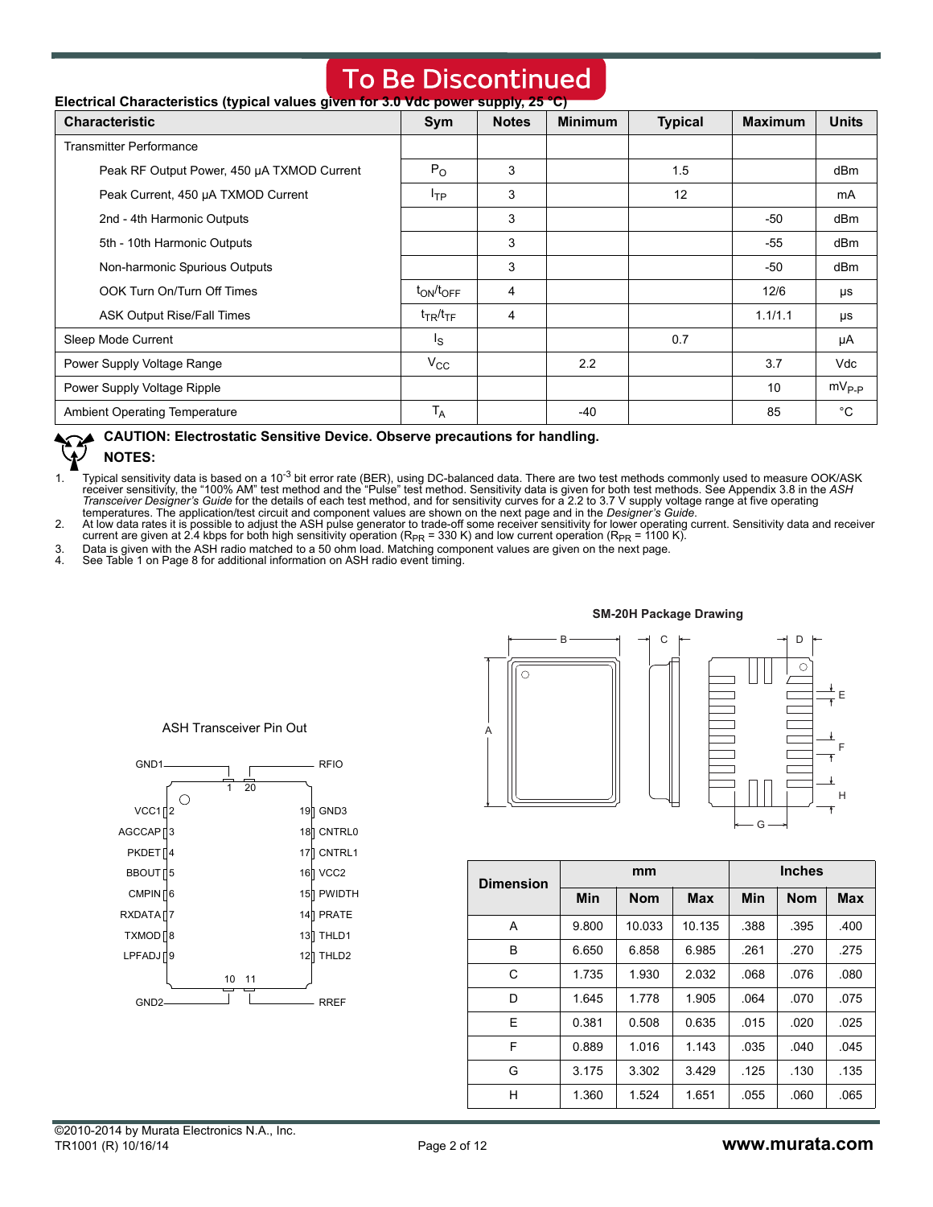To Be Discontinued

**Electrical Characteristics (typical values given for 3.0 Vdc power supply, 25 °C)**

| Characteristic | Sym | Notes | Minimum | Typical | Maximum | Units |
|---|---|---|---|---|---|---|
| Transmitter Performance | | | | | | |
| Peak RF Output Power, 450 µA TXMOD Current | $P_O$ | 3 | | 1.5 | | dBm |
| Peak Current, 450 µA TXMOD Current | $I_{TP}$ | 3 | | 12 | | mA |
| 2nd - 4th Harmonic Outputs | | 3 | | | -50 | dBm |
| 5th - 10th Harmonic Outputs | | 3 | | | -55 | dBm |
| Non-harmonic Spurious Outputs | | 3 | | | -50 | dBm |
| OOK Turn On/Turn Off Times | $t_{ON}/t_{OFF}$ | 4 | | | 12/6 | µs |
| ASK Output Rise/Fall Times | $t_{TR}/t_{TF}$ | 4 | | | 1.1/1.1 | µs |
| Sleep Mode Current | $I_S$ | | | 0.7 | | µA |
| Power Supply Voltage Range | $V_{CC}$ | | 2.2 | | 3.7 | Vdc |
| Power Supply Voltage Ripple | | | | | 10 | $mV_{P-P}$ |
| Ambient Operating Temperature | $T_A$ | | -40 | | 85 | °C |

**CAUTION: Electrostatic Sensitive Device. Observe precautions for handling.**

**NOTES:**

1. Typical sensitivity data is based on a $10^{-3}$ bit error rate (BER), using DC-balanced data. There are two test methods commonly used to measure OOK/ASK receiver sensitivity, the "100% AM" test method and the "Pulse" test method. Sensitivity data is given for both test methods. See Appendix 3.8 in the *ASH Transceiver Designer's Guide* for the details of each test method, and for sensitivity curves for a 2.2 to 3.7 V supply voltage range at five operating temperatures. The application/test circuit and component values are shown on the next page and in the *Designer's Guide*.
2. At low data rates it is possible to adjust the ASH pulse generator to trade-off some receiver sensitivity for lower operating current. Sensitivity data and receiver current are given at 2.4 kbps for both high sensitivity operation ($R_{PR}$ = 330 K) and low current operation ($R_{PR}$ = 1100 K).
3. Data is given with the ASH radio matched to a 50 ohm load. Matching component values are given on the next page.
4. See Table 1 on Page 8 for additional information on ASH radio event timing.

**SM-20H Package Drawing**

ASH Transceiver Pin Out

| Pin | Name | Pin | Name |
|---|---|---|---|
| 1 | GND1 | 20 | RFIO |
| 2 | VCC1 | 19 | GND3 |
| 3 | AGCCAP | 18 | CNTRL0 |
| 4 | PKDET | 17 | CNTRL1 |
| 5 | BBOUT | 16 | VCC2 |
| 6 | CMPIN | 15 | PWIDTH |
| 7 | RXDATA | 14 | PRATE |
| 8 | TXMOD | 13 | THLD1 |
| 9 | LPFADJ | 12 | THLD2 |
| 10 | GND2 | 11 | RREF |

| Dimension | mm | | | Inches | | |
|---|---|---|---|---|---|---|
| | Min | Nom | Max | Min | Nom | Max |
| A | 9.800 | 10.033 | 10.135 | .388 | .395 | .400 |
| B | 6.650 | 6.858 | 6.985 | .261 | .270 | .275 |
| C | 1.735 | 1.930 | 2.032 | .068 | .076 | .080 |
| D | 1.645 | 1.778 | 1.905 | .064 | .070 | .075 |
| E | 0.381 | 0.508 | 0.635 | .015 | .020 | .025 |
| F | 0.889 | 1.016 | 1.143 | .035 | .040 | .045 |
| G | 3.175 | 3.302 | 3.429 | .125 | .130 | .135 |
| H | 1.360 | 1.524 | 1.651 | .055 | .060 | .065 |

©2010-2014 by Murata Electronics N.A., Inc.
TR1001 (R) 10/16/14

www.murata.com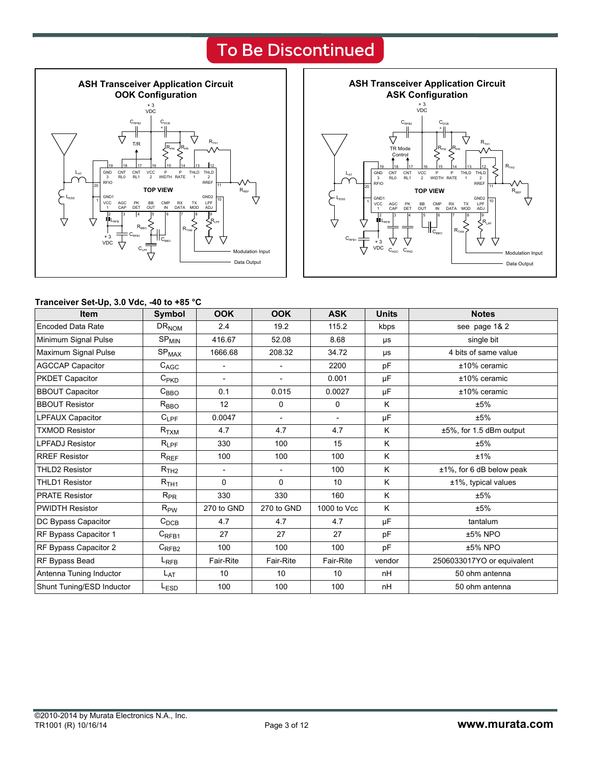# To Be Discontinued

**ASH Transceiver Application Circuit OOK Configuration**

**ASH Transceiver Application Circuit ASK Configuration**

**Tranceiver Set-Up, 3.0 Vdc, -40 to +85 °C**

| Item | Symbol | OOK | OOK | ASK | Units | Notes |
|---|---|---|---|---|---|---|
| Encoded Data Rate | $DR_{NOM}$ | 2.4 | 19.2 | 115.2 | kbps | see page 1& 2 |
| Minimum Signal Pulse | $SP_{MIN}$ | 416.67 | 52.08 | 8.68 | µs | single bit |
| Maximum Signal Pulse | $SP_{MAX}$ | 1666.68 | 208.32 | 34.72 | µs | 4 bits of same value |
| AGCCAP Capacitor | $C_{AGC}$ | - | - | 2200 | pF | ±10% ceramic |
| PKDET Capacitor | $C_{PKD}$ | - | - | 0.001 | µF | ±10% ceramic |
| BBOUT Capacitor | $C_{BBO}$ | 0.1 | 0.015 | 0.0027 | µF | ±10% ceramic |
| BBOUT Resistor | $R_{BBO}$ | 12 | 0 | 0 | K | ±5% |
| LPFAUX Capacitor | $C_{LPF}$ | 0.0047 | - | - | µF | ±5% |
| TXMOD Resistor | $R_{TXM}$ | 4.7 | 4.7 | 4.7 | K | ±5%, for 1.5 dBm output |
| LPFADJ Resistor | $R_{LPF}$ | 330 | 100 | 15 | K | ±5% |
| RREF Resistor | $R_{REF}$ | 100 | 100 | 100 | K | ±1% |
| THLD2 Resistor | $R_{TH2}$ | - | - | 100 | K | ±1%, for 6 dB below peak |
| THLD1 Resistor | $R_{TH1}$ | 0 | 0 | 10 | K | ±1%, typical values |
| PRATE Resistor | $R_{PR}$ | 330 | 330 | 160 | K | ±5% |
| PWIDTH Resistor | $R_{PW}$ | 270 to GND | 270 to GND | 1000 to Vcc | K | ±5% |
| DC Bypass Capacitor | $C_{DCB}$ | 4.7 | 4.7 | 4.7 | µF | tantalum |
| RF Bypass Capacitor 1 | $C_{RFB1}$ | 27 | 27 | 27 | pF | ±5% NPO |
| RF Bypass Capacitor 2 | $C_{RFB2}$ | 100 | 100 | 100 | pF | ±5% NPO |
| RF Bypass Bead | $L_{RFB}$ | Fair-Rite | Fair-Rite | Fair-Rite | vendor | 2506033017YO or equivalent |
| Antenna Tuning Inductor | $L_{AT}$ | 10 | 10 | 10 | nH | 50 ohm antenna |
| Shunt Tuning/ESD Inductor | $L_{ESD}$ | 100 | 100 | 100 | nH | 50 ohm antenna |

©2010-2014 by Murata Electronics N.A., Inc.
TR1001 (R) 10/16/14

www.murata.com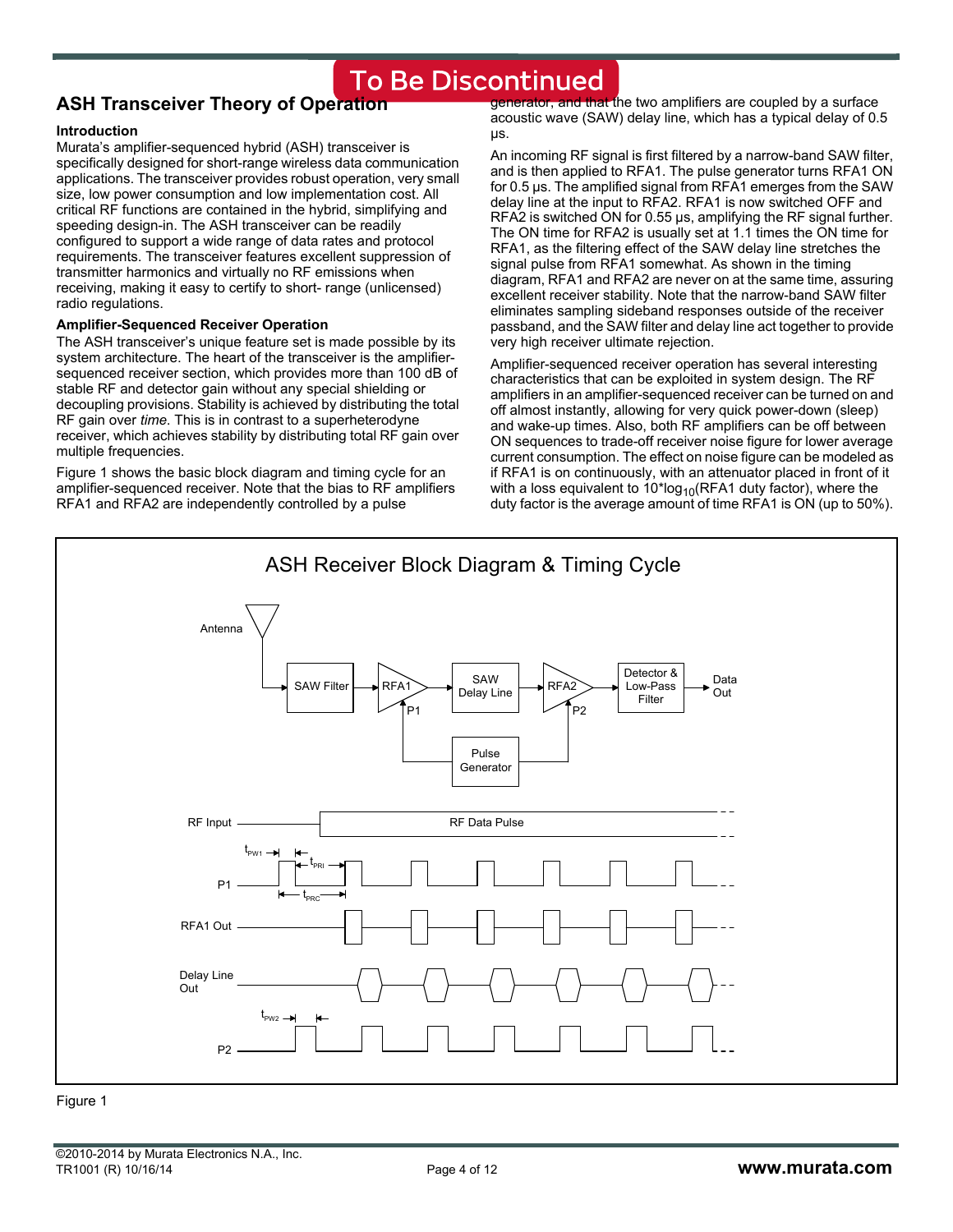To Be Discontinued

## ASH Transceiver Theory of Operation

### Introduction

Murata's amplifier-sequenced hybrid (ASH) transceiver is specifically designed for short-range wireless data communication applications. The transceiver provides robust operation, very small size, low power consumption and low implementation cost. All critical RF functions are contained in the hybrid, simplifying and speeding design-in. The ASH transceiver can be readily configured to support a wide range of data rates and protocol requirements. The transceiver features excellent suppression of transmitter harmonics and virtually no RF emissions when receiving, making it easy to certify to short- range (unlicensed) radio regulations.

### Amplifier-Sequenced Receiver Operation

The ASH transceiver's unique feature set is made possible by its system architecture. The heart of the transceiver is the amplifier-sequenced receiver section, which provides more than 100 dB of stable RF and detector gain without any special shielding or decoupling provisions. Stability is achieved by distributing the total RF gain over *time*. This is in contrast to a superheterodyne receiver, which achieves stability by distributing total RF gain over multiple frequencies.

Figure 1 shows the basic block diagram and timing cycle for an amplifier-sequenced receiver. Note that the bias to RF amplifiers RFA1 and RFA2 are independently controlled by a pulse generator, and that the two amplifiers are coupled by a surface acoustic wave (SAW) delay line, which has a typical delay of 0.5 µs.

An incoming RF signal is first filtered by a narrow-band SAW filter, and is then applied to RFA1. The pulse generator turns RFA1 ON for 0.5 µs. The amplified signal from RFA1 emerges from the SAW delay line at the input to RFA2. RFA1 is now switched OFF and RFA2 is switched ON for 0.55 µs, amplifying the RF signal further. The ON time for RFA2 is usually set at 1.1 times the ON time for RFA1, as the filtering effect of the SAW delay line stretches the signal pulse from RFA1 somewhat. As shown in the timing diagram, RFA1 and RFA2 are never on at the same time, assuring excellent receiver stability. Note that the narrow-band SAW filter eliminates sampling sideband responses outside of the receiver passband, and the SAW filter and delay line act together to provide very high receiver ultimate rejection.

Amplifier-sequenced receiver operation has several interesting characteristics that can be exploited in system design. The RF amplifiers in an amplifier-sequenced receiver can be turned on and off almost instantly, allowing for very quick power-down (sleep) and wake-up times. Also, both RF amplifiers can be off between ON sequences to trade-off receiver noise figure for lower average current consumption. The effect on noise figure can be modeled as if RFA1 is on continuously, with an attenuator placed in front of it with a loss equivalent to $10*\log_{10}$(RFA1 duty factor), where the duty factor is the average amount of time RFA1 is ON (up to 50%).

ASH Receiver Block Diagram & Timing Cycle

Antenna
SAW Filter
RFA1
P1
SAW Delay Line
RFA2
P2
Detector & Low-Pass Filter
Data Out
Pulse Generator
RF Input
RF Data Pulse
$t_{PW1}$
$t_{PRI}$
$t_{PRC}$
P1
RFA1 Out
Delay Line Out
$t_{PW2}$
P2

Figure 1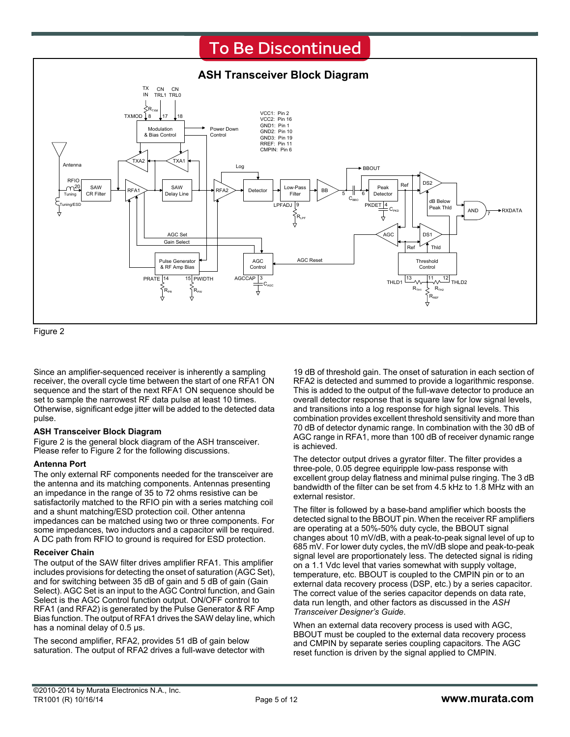# To Be Discontinued

ASH Transceiver Block Diagram

TX IN
CN TRL1
CN TRL0
TXMOD
8
17
18
$R_{TXM}$
Modulation & Bias Control
Power Down Control
VCC1: Pin 2
VCC2: Pin 16
GND1: Pin 1
GND2: Pin 10
GND3: Pin 19
RREF: Pin 11
CMPIN: Pin 6
Antenna
TXA2
TXA1
Log
BBOUT
RFIO
20
Tuning
Tuning/ESD
SAW CR Filter
RFA1
SAW Delay Line
RFA2
Detector
Low-Pass Filter
BB
5
$C_{BBO}$
6
Peak Detector
Ref
DS2
dB Below Peak Thld
AND
7
RXDATA
LPFADJ
9
$R_{LPF}$
PKDET
4
$C_{PKD}$
AGC
DS1
AGC Set
Gain Select
Ref
Thld
Pulse Generator & RF Amp Bias
AGC Control
AGC Reset
Threshold Control
PRATE
14
15
PWIDTH
AGCCAP
3
$C_{AGC}$
THLD1
13
11
12
THLD2
$R_{PR}$
$R_{PW}$
$R_{TH1}$
$R_{TH2}$
$R_{REF}$

Figure 2

Since an amplifier-sequenced receiver is inherently a sampling receiver, the overall cycle time between the start of one RFA1 ON sequence and the start of the next RFA1 ON sequence should be set to sample the narrowest RF data pulse at least 10 times. Otherwise, significant edge jitter will be added to the detected data pulse.

### ASH Transceiver Block Diagram

Figure 2 is the general block diagram of the ASH transceiver. Please refer to Figure 2 for the following discussions.

### Antenna Port

The only external RF components needed for the transceiver are the antenna and its matching components. Antennas presenting an impedance in the range of 35 to 72 ohms resistive can be satisfactorily matched to the RFIO pin with a series matching coil and a shunt matching/ESD protection coil. Other antenna impedances can be matched using two or three components. For some impedances, two inductors and a capacitor will be required. A DC path from RFIO to ground is required for ESD protection.

### Receiver Chain

The output of the SAW filter drives amplifier RFA1. This amplifier includes provisions for detecting the onset of saturation (AGC Set), and for switching between 35 dB of gain and 5 dB of gain (Gain Select). AGC Set is an input to the AGC Control function, and Gain Select is the AGC Control function output. ON/OFF control to RFA1 (and RFA2) is generated by the Pulse Generator & RF Amp Bias function. The output of RFA1 drives the SAW delay line, which has a nominal delay of 0.5 µs.

The second amplifier, RFA2, provides 51 dB of gain below saturation. The output of RFA2 drives a full-wave detector with 19 dB of threshold gain. The onset of saturation in each section of RFA2 is detected and summed to provide a logarithmic response. This is added to the output of the full-wave detector to produce an overall detector response that is square law for low signal levels, and transitions into a log response for high signal levels. This combination provides excellent threshold sensitivity and more than 70 dB of detector dynamic range. In combination with the 30 dB of AGC range in RFA1, more than 100 dB of receiver dynamic range is achieved.

The detector output drives a gyrator filter. The filter provides a three-pole, 0.05 degree equiripple low-pass response with excellent group delay flatness and minimal pulse ringing. The 3 dB bandwidth of the filter can be set from 4.5 kHz to 1.8 MHz with an external resistor.

The filter is followed by a base-band amplifier which boosts the detected signal to the BBOUT pin. When the receiver RF amplifiers are operating at a 50%-50% duty cycle, the BBOUT signal changes about 10 mV/dB, with a peak-to-peak signal level of up to 685 mV. For lower duty cycles, the mV/dB slope and peak-to-peak signal level are proportionately less. The detected signal is riding on a 1.1 Vdc level that varies somewhat with supply voltage, temperature, etc. BBOUT is coupled to the CMPIN pin or to an external data recovery process (DSP, etc.) by a series capacitor. The correct value of the series capacitor depends on data rate, data run length, and other factors as discussed in the *ASH Transceiver Designer's Guide*.

When an external data recovery process is used with AGC, BBOUT must be coupled to the external data recovery process and CMPIN by separate series coupling capacitors. The AGC reset function is driven by the signal applied to CMPIN.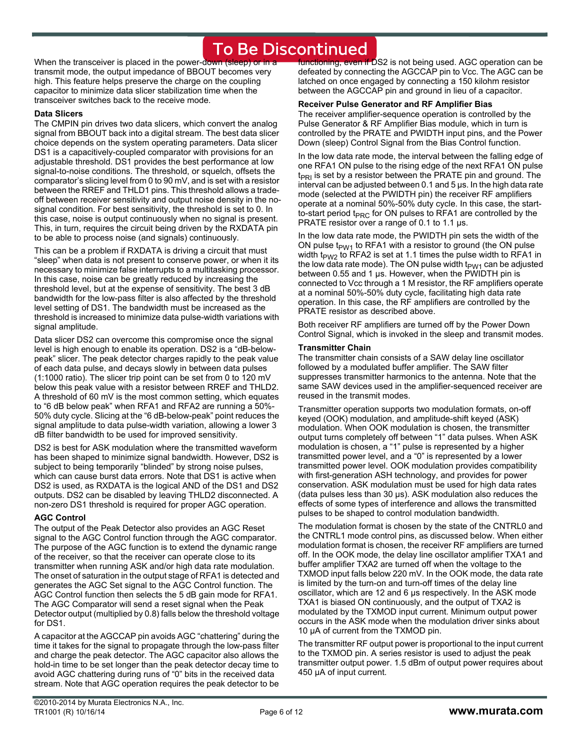When the transceiver is placed in the power-down (sleep) or in a transmit mode, the output impedance of BBOUT becomes very high. This feature helps preserve the charge on the coupling capacitor to minimize data slicer stabilization time when the transceiver switches back to the receive mode.

**Data Slicers**

The CMPIN pin drives two data slicers, which convert the analog signal from BBOUT back into a digital stream. The best data slicer choice depends on the system operating parameters. Data slicer DS1 is a capacitively-coupled comparator with provisions for an adjustable threshold. DS1 provides the best performance at low signal-to-noise conditions. The threshold, or squelch, offsets the comparator's slicing level from 0 to 90 mV, and is set with a resistor between the RREF and THLD1 pins. This threshold allows a trade-off between receiver sensitivity and output noise density in the no-signal condition. For best sensitivity, the threshold is set to 0. In this case, noise is output continuously when no signal is present. This, in turn, requires the circuit being driven by the RXDATA pin to be able to process noise (and signals) continuously.

This can be a problem if RXDATA is driving a circuit that must "sleep" when data is not present to conserve power, or when it its necessary to minimize false interrupts to a multitasking processor. In this case, noise can be greatly reduced by increasing the threshold level, but at the expense of sensitivity. The best 3 dB bandwidth for the low-pass filter is also affected by the threshold level setting of DS1. The bandwidth must be increased as the threshold is increased to minimize data pulse-width variations with signal amplitude.

Data slicer DS2 can overcome this compromise once the signal level is high enough to enable its operation. DS2 is a "dB-below-peak" slicer. The peak detector charges rapidly to the peak value of each data pulse, and decays slowly in between data pulses (1:1000 ratio). The slicer trip point can be set from 0 to 120 mV below this peak value with a resistor between RREF and THLD2. A threshold of 60 mV is the most common setting, which equates to "6 dB below peak" when RFA1 and RFA2 are running a 50%-50% duty cycle. Slicing at the "6 dB-below-peak" point reduces the signal amplitude to data pulse-width variation, allowing a lower 3 dB filter bandwidth to be used for improved sensitivity.

DS2 is best for ASK modulation where the transmitted waveform has been shaped to minimize signal bandwidth. However, DS2 is subject to being temporarily "blinded" by strong noise pulses, which can cause burst data errors. Note that DS1 is active when DS2 is used, as RXDATA is the logical AND of the DS1 and DS2 outputs. DS2 can be disabled by leaving THLD2 disconnected. A non-zero DS1 threshold is required for proper AGC operation.

**AGC Control**

The output of the Peak Detector also provides an AGC Reset signal to the AGC Control function through the AGC comparator. The purpose of the AGC function is to extend the dynamic range of the receiver, so that the receiver can operate close to its transmitter when running ASK and/or high data rate modulation. The onset of saturation in the output stage of RFA1 is detected and generates the AGC Set signal to the AGC Control function. The AGC Control function then selects the 5 dB gain mode for RFA1. The AGC Comparator will send a reset signal when the Peak Detector output (multiplied by 0.8) falls below the threshold voltage for DS1.

A capacitor at the AGCCAP pin avoids AGC "chattering" during the time it takes for the signal to propagate through the low-pass filter and charge the peak detector. The AGC capacitor also allows the hold-in time to be set longer than the peak detector decay time to avoid AGC chattering during runs of "0" bits in the received data stream. Note that AGC operation requires the peak detector to be functioning, even if DS2 is not being used. AGC operation can be defeated by connecting the AGCCAP pin to Vcc. The AGC can be latched on once engaged by connecting a 150 kilohm resistor between the AGCCAP pin and ground in lieu of a capacitor.

**Receiver Pulse Generator and RF Amplifier Bias**

The receiver amplifier-sequence operation is controlled by the Pulse Generator & RF Amplifier Bias module, which in turn is controlled by the PRATE and PWIDTH input pins, and the Power Down (sleep) Control Signal from the Bias Control function.

In the low data rate mode, the interval between the falling edge of one RFA1 ON pulse to the rising edge of the next RFA1 ON pulse $t_{PRI}$ is set by a resistor between the PRATE pin and ground. The interval can be adjusted between 0.1 and 5 µs. In the high data rate mode (selected at the PWIDTH pin) the receiver RF amplifiers operate at a nominal 50%-50% duty cycle. In this case, the start-to-start period $t_{PRC}$ for ON pulses to RFA1 are controlled by the PRATE resistor over a range of 0.1 to 1.1 µs.

In the low data rate mode, the PWIDTH pin sets the width of the ON pulse $t_{PW1}$ to RFA1 with a resistor to ground (the ON pulse width $t_{PW2}$ to RFA2 is set at 1.1 times the pulse width to RFA1 in the low data rate mode). The ON pulse width $t_{PW1}$ can be adjusted between 0.55 and 1 µs. However, when the PWIDTH pin is connected to Vcc through a 1 M resistor, the RF amplifiers operate at a nominal 50%-50% duty cycle, facilitating high data rate operation. In this case, the RF amplifiers are controlled by the PRATE resistor as described above.

Both receiver RF amplifiers are turned off by the Power Down Control Signal, which is invoked in the sleep and transmit modes.

**Transmitter Chain**

The transmitter chain consists of a SAW delay line oscillator followed by a modulated buffer amplifier. The SAW filter suppresses transmitter harmonics to the antenna. Note that the same SAW devices used in the amplifier-sequenced receiver are reused in the transmit modes.

Transmitter operation supports two modulation formats, on-off keyed (OOK) modulation, and amplitude-shift keyed (ASK) modulation. When OOK modulation is chosen, the transmitter output turns completely off between "1" data pulses. When ASK modulation is chosen, a "1" pulse is represented by a higher transmitted power level, and a "0" is represented by a lower transmitted power level. OOK modulation provides compatibility with first-generation ASH technology, and provides for power conservation. ASK modulation must be used for high data rates (data pulses less than 30 µs). ASK modulation also reduces the effects of some types of interference and allows the transmitted pulses to be shaped to control modulation bandwidth.

The modulation format is chosen by the state of the CNTRL0 and the CNTRL1 mode control pins, as discussed below. When either modulation format is chosen, the receiver RF amplifiers are turned off. In the OOK mode, the delay line oscillator amplifier TXA1 and buffer amplifier TXA2 are turned off when the voltage to the TXMOD input falls below 220 mV. In the OOK mode, the data rate is limited by the turn-on and turn-off times of the delay line oscillator, which are 12 and 6 µs respectively. In the ASK mode TXA1 is biased ON continuously, and the output of TXA2 is modulated by the TXMOD input current. Minimum output power occurs in the ASK mode when the modulation driver sinks about 10 µA of current from the TXMOD pin.

The transmitter RF output power is proportional to the input current to the TXMOD pin. A series resistor is used to adjust the peak transmitter output power. 1.5 dBm of output power requires about 450 µA of input current.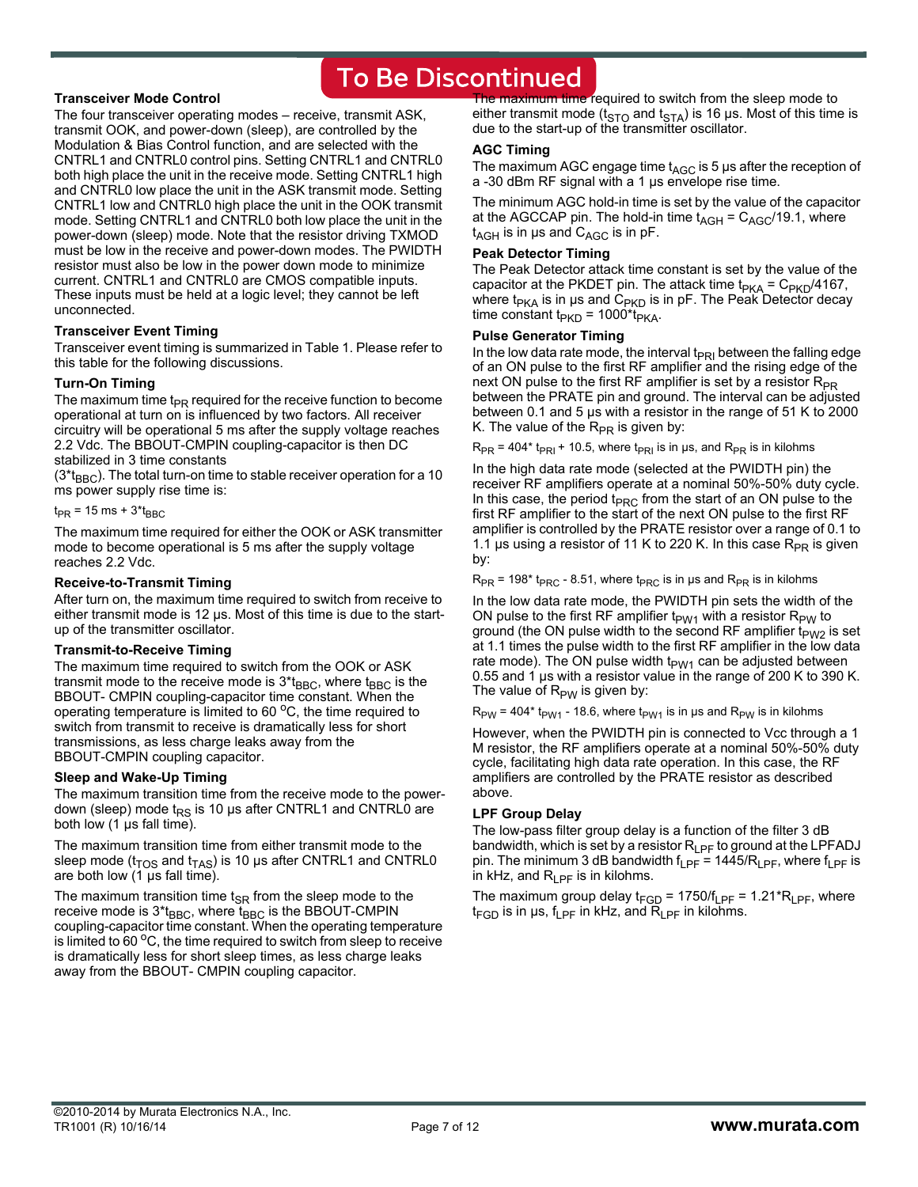To Be Discontinued

### Transceiver Mode Control

The four transceiver operating modes – receive, transmit ASK, transmit OOK, and power-down (sleep), are controlled by the Modulation & Bias Control function, and are selected with the CNTRL1 and CNTRL0 control pins. Setting CNTRL1 and CNTRL0 both high place the unit in the receive mode. Setting CNTRL1 high and CNTRL0 low place the unit in the ASK transmit mode. Setting CNTRL1 low and CNTRL0 high place the unit in the OOK transmit mode. Setting CNTRL1 and CNTRL0 both low place the unit in the power-down (sleep) mode. Note that the resistor driving TXMOD must be low in the receive and power-down modes. The PWIDTH resistor must also be low in the power down mode to minimize current. CNTRL1 and CNTRL0 are CMOS compatible inputs. These inputs must be held at a logic level; they cannot be left unconnected.

### Transceiver Event Timing

Transceiver event timing is summarized in Table 1. Please refer to this table for the following discussions.

### Turn-On Timing

The maximum time $t_{PR}$ required for the receive function to become operational at turn on is influenced by two factors. All receiver circuitry will be operational 5 ms after the supply voltage reaches 2.2 Vdc. The BBOUT-CMPIN coupling-capacitor is then DC stabilized in 3 time constants ($3*t_{BBC}$). The total turn-on time to stable receiver operation for a 10 ms power supply rise time is:

$t_{PR} = 15 \text{ ms} + 3*t_{BBC}$

The maximum time required for either the OOK or ASK transmitter mode to become operational is 5 ms after the supply voltage reaches 2.2 Vdc.

### Receive-to-Transmit Timing

After turn on, the maximum time required to switch from receive to either transmit mode is 12 µs. Most of this time is due to the start-up of the transmitter oscillator.

### Transmit-to-Receive Timing

The maximum time required to switch from the OOK or ASK transmit mode to the receive mode is $3*t_{BBC}$, where $t_{BBC}$ is the BBOUT- CMPIN coupling-capacitor time constant. When the operating temperature is limited to 60 °C, the time required to switch from transmit to receive is dramatically less for short transmissions, as less charge leaks away from the BBOUT-CMPIN coupling capacitor.

### Sleep and Wake-Up Timing

The maximum transition time from the receive mode to the power-down (sleep) mode $t_{RS}$ is 10 µs after CNTRL1 and CNTRL0 are both low (1 µs fall time).

The maximum transition time from either transmit mode to the sleep mode ($t_{TOS}$ and $t_{TAS}$) is 10 µs after CNTRL1 and CNTRL0 are both low (1 µs fall time).

The maximum transition time $t_{SR}$ from the sleep mode to the receive mode is $3*t_{BBC}$, where $t_{BBC}$ is the BBOUT-CMPIN coupling-capacitor time constant. When the operating temperature is limited to 60 °C, the time required to switch from sleep to receive is dramatically less for short sleep times, as less charge leaks away from the BBOUT- CMPIN coupling capacitor.

The maximum time required to switch from the sleep mode to either transmit mode ($t_{STO}$ and $t_{STA}$) is 16 µs. Most of this time is due to the start-up of the transmitter oscillator.

### AGC Timing

The maximum AGC engage time $t_{AGC}$ is 5 µs after the reception of a -30 dBm RF signal with a 1 µs envelope rise time.

The minimum AGC hold-in time is set by the value of the capacitor at the AGCCAP pin. The hold-in time $t_{AGH} = C_{AGC}/19.1$, where $t_{AGH}$ is in µs and $C_{AGC}$ is in pF.

### Peak Detector Timing

The Peak Detector attack time constant is set by the value of the capacitor at the PKDET pin. The attack time $t_{PKA} = C_{PKD}/4167$, where $t_{PKA}$ is in µs and $C_{PKD}$ is in pF. The Peak Detector decay time constant $t_{PKD} = 1000*t_{PKA}$.

### Pulse Generator Timing

In the low data rate mode, the interval $t_{PRI}$ between the falling edge of an ON pulse to the first RF amplifier and the rising edge of the next ON pulse to the first RF amplifier is set by a resistor $R_{PR}$ between the PRATE pin and ground. The interval can be adjusted between 0.1 and 5 µs with a resistor in the range of 51 K to 2000 K. The value of the $R_{PR}$ is given by:

$R_{PR} = 404* t_{PRI} + 10.5$, where $t_{PRI}$ is in µs, and $R_{PR}$ is in kilohms

In the high data rate mode (selected at the PWIDTH pin) the receiver RF amplifiers operate at a nominal 50%-50% duty cycle. In this case, the period $t_{PRC}$ from the start of an ON pulse to the first RF amplifier to the start of the next ON pulse to the first RF amplifier is controlled by the PRATE resistor over a range of 0.1 to 1.1 µs using a resistor of 11 K to 220 K. In this case $R_{PR}$ is given by:

$R_{PR} = 198* t_{PRC} - 8.51$, where $t_{PRC}$ is in µs and $R_{PR}$ is in kilohms

In the low data rate mode, the PWIDTH pin sets the width of the ON pulse to the first RF amplifier $t_{PW1}$ with a resistor $R_{PW}$ to ground (the ON pulse width to the second RF amplifier $t_{PW2}$ is set at 1.1 times the pulse width to the first RF amplifier in the low data rate mode). The ON pulse width $t_{PW1}$ can be adjusted between 0.55 and 1 µs with a resistor value in the range of 200 K to 390 K. The value of $R_{PW}$ is given by:

$R_{PW} = 404* t_{PW1} - 18.6$, where $t_{PW1}$ is in µs and $R_{PW}$ is in kilohms

However, when the PWIDTH pin is connected to Vcc through a 1 M resistor, the RF amplifiers operate at a nominal 50%-50% duty cycle, facilitating high data rate operation. In this case, the RF amplifiers are controlled by the PRATE resistor as described above.

### LPF Group Delay

The low-pass filter group delay is a function of the filter 3 dB bandwidth, which is set by a resistor $R_{LPF}$ to ground at the LPFADJ pin. The minimum 3 dB bandwidth $f_{LPF} = 1445/R_{LPF}$, where $f_{LPF}$ is in kHz, and $R_{LPF}$ is in kilohms.

The maximum group delay $t_{FGD} = 1750/f_{LPF} = 1.21*R_{LPF}$, where $t_{FGD}$ is in µs, $f_{LPF}$ in kHz, and $R_{LPF}$ in kilohms.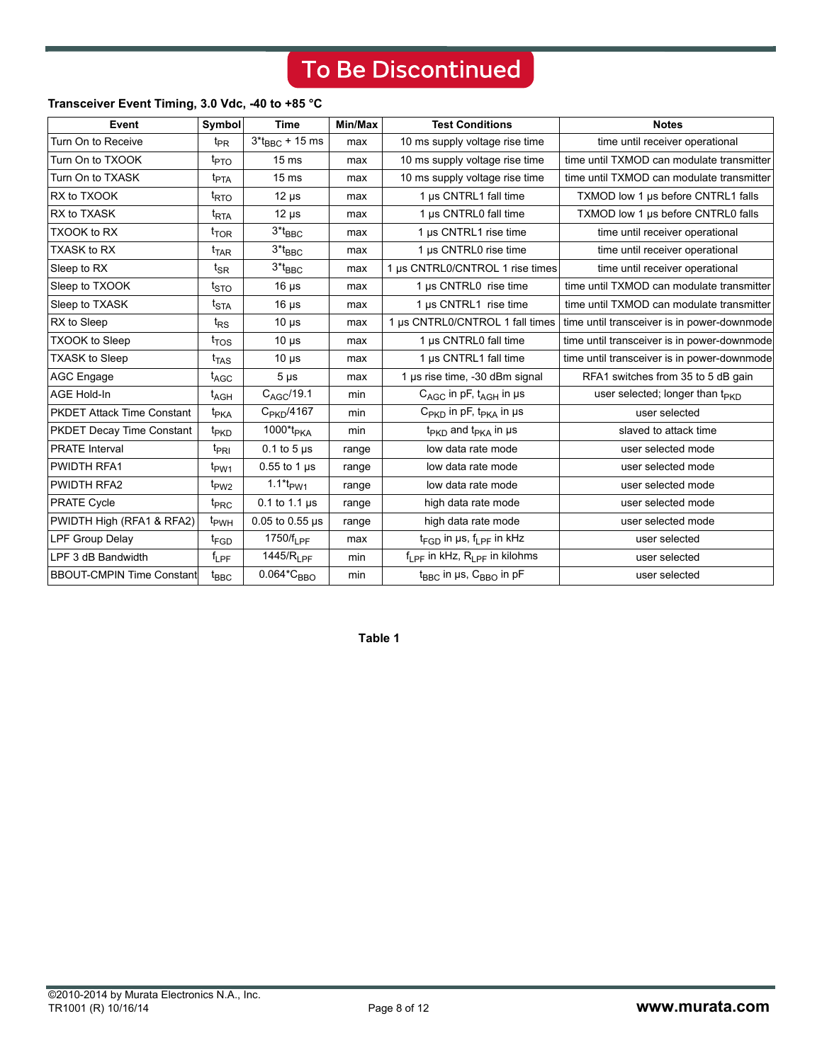To Be Discontinued

**Transceiver Event Timing, 3.0 Vdc, -40 to +85 °C**

| Event | Symbol | Time | Min/Max | Test Conditions | Notes |
|---|---|---|---|---|---|
| Turn On to Receive | $t_{PR}$ | $3^*t_{BBC}$ + 15 ms | max | 10 ms supply voltage rise time | time until receiver operational |
| Turn On to TXOOK | $t_{PTO}$ | 15 ms | max | 10 ms supply voltage rise time | time until TXMOD can modulate transmitter |
| Turn On to TXASK | $t_{PTA}$ | 15 ms | max | 10 ms supply voltage rise time | time until TXMOD can modulate transmitter |
| RX to TXOOK | $t_{RTO}$ | 12 µs | max | 1 µs CNTRL1 fall time | TXMOD low 1 µs before CNTRL1 falls |
| RX to TXASK | $t_{RTA}$ | 12 µs | max | 1 µs CNTRL0 fall time | TXMOD low 1 µs before CNTRL0 falls |
| TXOOK to RX | $t_{TOR}$ | $3^*t_{BBC}$ | max | 1 µs CNTRL1 rise time | time until receiver operational |
| TXASK to RX | $t_{TAR}$ | $3^*t_{BBC}$ | max | 1 µs CNTRL0 rise time | time until receiver operational |
| Sleep to RX | $t_{SR}$ | $3^*t_{BBC}$ | max | 1 µs CNTRL0/CNTROL 1 rise times | time until receiver operational |
| Sleep to TXOOK | $t_{STO}$ | 16 µs | max | 1 µs CNTRL0 rise time | time until TXMOD can modulate transmitter |
| Sleep to TXASK | $t_{STA}$ | 16 µs | max | 1 µs CNTRL1 rise time | time until TXMOD can modulate transmitter |
| RX to Sleep | $t_{RS}$ | 10 µs | max | 1 µs CNTRL0/CNTROL 1 fall times | time until transceiver is in power-downmode |
| TXOOK to Sleep | $t_{TOS}$ | 10 µs | max | 1 µs CNTRL0 fall time | time until transceiver is in power-downmode |
| TXASK to Sleep | $t_{TAS}$ | 10 µs | max | 1 µs CNTRL1 fall time | time until transceiver is in power-downmode |
| AGC Engage | $t_{AGC}$ | 5 µs | max | 1 µs rise time, -30 dBm signal | RFA1 switches from 35 to 5 dB gain |
| AGE Hold-In | $t_{AGH}$ | $C_{AGC}/19.1$ | min | $C_{AGC}$ in pF, $t_{AGH}$ in µs | user selected; longer than $t_{PKD}$ |
| PKDET Attack Time Constant | $t_{PKA}$ | $C_{PKD}/4167$ | min | $C_{PKD}$ in pF, $t_{PKA}$ in µs | user selected |
| PKDET Decay Time Constant | $t_{PKD}$ | $1000^*t_{PKA}$ | min | $t_{PKD}$ and $t_{PKA}$ in µs | slaved to attack time |
| PRATE Interval | $t_{PRI}$ | 0.1 to 5 µs | range | low data rate mode | user selected mode |
| PWIDTH RFA1 | $t_{PW1}$ | 0.55 to 1 µs | range | low data rate mode | user selected mode |
| PWIDTH RFA2 | $t_{PW2}$ | $1.1^*t_{PW1}$ | range | low data rate mode | user selected mode |
| PRATE Cycle | $t_{PRC}$ | 0.1 to 1.1 µs | range | high data rate mode | user selected mode |
| PWIDTH High (RFA1 & RFA2) | $t_{PWH}$ | 0.05 to 0.55 µs | range | high data rate mode | user selected mode |
| LPF Group Delay | $t_{FGD}$ | $1750/f_{LPF}$ | max | $t_{FGD}$ in µs, $f_{LPF}$ in kHz | user selected |
| LPF 3 dB Bandwidth | $f_{LPF}$ | $1445/R_{LPF}$ | min | $f_{LPF}$ in kHz, $R_{LPF}$ in kilohms | user selected |
| BBOUT-CMPIN Time Constant | $t_{BBC}$ | $0.064^*C_{BBO}$ | min | $t_{BBC}$ in µs, $C_{BBO}$ in pF | user selected |

**Table 1**

©2010-2014 by Murata Electronics N.A., Inc.
TR1001 (R) 10/16/14

**www.murata.com**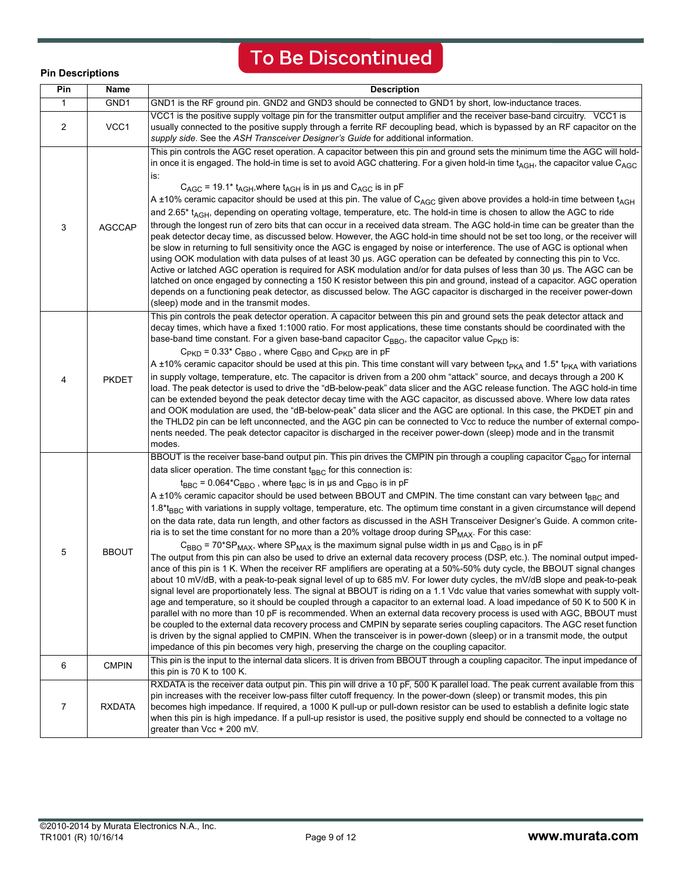To Be Discontinued

**Pin Descriptions**

| Pin | Name | Description |
|---|---|---|
| 1 | GND1 | GND1 is the RF ground pin. GND2 and GND3 should be connected to GND1 by short, low-inductance traces. |
| 2 | VCC1 | VCC1 is the positive supply voltage pin for the transmitter output amplifier and the receiver base-band circuitry. VCC1 is usually connected to the positive supply through a ferrite RF decoupling bead, which is bypassed by an RF capacitor on the *supply side*. See the *ASH Transceiver Designer's Guide* for additional information. |
| 3 | AGCCAP | This pin controls the AGC reset operation. A capacitor between this pin and ground sets the minimum time the AGC will hold-in once it is engaged. The hold-in time is set to avoid AGC chattering. For a given hold-in time $t_{AGH}$, the capacitor value $C_{AGC}$ is: $C_{AGC} = 19.1 * t_{AGH}$, where $t_{AGH}$ is in µs and $C_{AGC}$ is in pF. A ±10% ceramic capacitor should be used at this pin. The value of $C_{AGC}$ given above provides a hold-in time between $t_{AGH}$ and $2.65 * t_{AGH}$, depending on operating voltage, temperature, etc. The hold-in time is chosen to allow the AGC to ride through the longest run of zero bits that can occur in a received data stream. The AGC hold-in time can be greater than the peak detector decay time, as discussed below. However, the AGC hold-in time should not be set too long, or the receiver will be slow in returning to full sensitivity once the AGC is engaged by noise or interference. The use of AGC is optional when using OOK modulation with data pulses of at least 30 µs. AGC operation can be defeated by connecting this pin to Vcc. Active or latched AGC operation is required for ASK modulation and/or for data pulses of less than 30 µs. The AGC can be latched on once engaged by connecting a 150 K resistor between this pin and ground, instead of a capacitor. AGC operation depends on a functioning peak detector, as discussed below. The AGC capacitor is discharged in the receiver power-down (sleep) mode and in the transmit modes. |
| 4 | PKDET | This pin controls the peak detector operation. A capacitor between this pin and ground sets the peak detector attack and decay times, which have a fixed 1:1000 ratio. For most applications, these time constants should be coordinated with the base-band time constant. For a given base-band capacitor $C_{BBO}$, the capacitor value $C_{PKD}$ is: $C_{PKD} = 0.33 * C_{BBO}$, where $C_{BBO}$ and $C_{PKD}$ are in pF. A ±10% ceramic capacitor should be used at this pin. This time constant will vary between $t_{PKA}$ and $1.5 * t_{PKA}$ with variations in supply voltage, temperature, etc. The capacitor is driven from a 200 ohm "attack" source, and decays through a 200 K load. The peak detector is used to drive the "dB-below-peak" data slicer and the AGC release function. The AGC hold-in time can be extended beyond the peak detector decay time with the AGC capacitor, as discussed above. Where low data rates and OOK modulation are used, the "dB-below-peak" data slicer and the AGC are optional. In this case, the PKDET pin and the THLD2 pin can be left unconnected, and the AGC pin can be connected to Vcc to reduce the number of external components needed. The peak detector capacitor is discharged in the receiver power-down (sleep) mode and in the transmit modes. |
| 5 | BBOUT | BBOUT is the receiver base-band output pin. This pin drives the CMPIN pin through a coupling capacitor $C_{BBO}$ for internal data slicer operation. The time constant $t_{BBC}$ for this connection is: $t_{BBC} = 0.064 * C_{BBO}$, where $t_{BBC}$ is in µs and $C_{BBO}$ is in pF. A ±10% ceramic capacitor should be used between BBOUT and CMPIN. The time constant can vary between $t_{BBC}$ and $1.8 * t_{BBC}$ with variations in supply voltage, temperature, etc. The optimum time constant in a given circumstance will depend on the data rate, data run length, and other factors as discussed in the ASH Transceiver Designer's Guide. A common criteria is to set the time constant for no more than a 20% voltage droop during $SP_{MAX}$. For this case: $C_{BBO} = 70 * SP_{MAX}$, where $SP_{MAX}$ is the maximum signal pulse width in µs and $C_{BBO}$ is in pF. The output from this pin can also be used to drive an external data recovery process (DSP, etc.). The nominal output impedance of this pin is 1 K. When the receiver RF amplifiers are operating at a 50%-50% duty cycle, the BBOUT signal changes about 10 mV/dB, with a peak-to-peak signal level of up to 685 mV. For lower duty cycles, the mV/dB slope and peak-to-peak signal level are proportionately less. The signal at BBOUT is riding on a 1.1 Vdc value that varies somewhat with supply voltage and temperature, so it should be coupled through a capacitor to an external load. A load impedance of 50 K to 500 K in parallel with no more than 10 pF is recommended. When an external data recovery process is used with AGC, BBOUT must be coupled to the external data recovery process and CMPIN by separate series coupling capacitors. The AGC reset function is driven by the signal applied to CMPIN. When the transceiver is in power-down (sleep) or in a transmit mode, the output impedance of this pin becomes very high, preserving the charge on the coupling capacitor. |
| 6 | CMPIN | This pin is the input to the internal data slicers. It is driven from BBOUT through a coupling capacitor. The input impedance of this pin is 70 K to 100 K. |
| 7 | RXDATA | RXDATA is the receiver data output pin. This pin will drive a 10 pF, 500 K parallel load. The peak current available from this pin increases with the receiver low-pass filter cutoff frequency. In the power-down (sleep) or transmit modes, this pin becomes high impedance. If required, a 1000 K pull-up or pull-down resistor can be used to establish a definite logic state when this pin is high impedance. If a pull-up resistor is used, the positive supply end should be connected to a voltage no greater than Vcc + 200 mV. |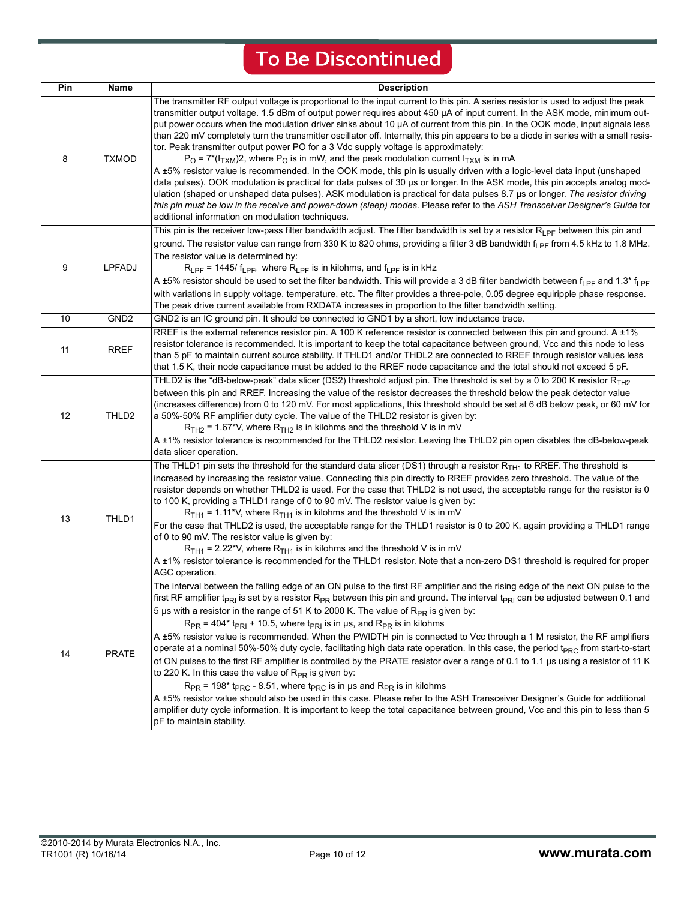To Be Discontinued

| Pin | Name | Description |
|---|---|---|
| 8 | TXMOD | The transmitter RF output voltage is proportional to the input current to this pin. A series resistor is used to adjust the peak transmitter output voltage. 1.5 dBm of output power requires about 450 µA of input current. In the ASK mode, minimum output power occurs when the modulation driver sinks about 10 µA of current from this pin. In the OOK mode, input signals less than 220 mV completely turn the transmitter oscillator off. Internally, this pin appears to be a diode in series with a small resistor. Peak transmitter output power PO for a 3 Vdc supply voltage is approximately: $P_O = 7*(I_{TXM})2$, where $P_O$ is in mW, and the peak modulation current $I_{TXM}$ is in mA. A ±5% resistor value is recommended. In the OOK mode, this pin is usually driven with a logic-level data input (unshaped data pulses). OOK modulation is practical for data pulses of 30 µs or longer. In the ASK mode, this pin accepts analog modulation (shaped or unshaped data pulses). ASK modulation is practical for data pulses 8.7 µs or longer. *The resistor driving this pin must be low in the receive and power-down (sleep) modes*. Please refer to the *ASH Transceiver Designer's Guide* for additional information on modulation techniques. |
| 9 | LPFADJ | This pin is the receiver low-pass filter bandwidth adjust. The filter bandwidth is set by a resistor $R_{LPF}$ between this pin and ground. The resistor value can range from 330 K to 820 ohms, providing a filter 3 dB bandwidth $f_{LPF}$ from 4.5 kHz to 1.8 MHz. The resistor value is determined by: $R_{LPF} = 1445/ f_{LPF}$, where $R_{LPF}$ is in kilohms, and $f_{LPF}$ is in kHz. A ±5% resistor should be used to set the filter bandwidth. This will provide a 3 dB filter bandwidth between $f_{LPF}$ and $1.3* f_{LPF}$ with variations in supply voltage, temperature, etc. The filter provides a three-pole, 0.05 degree equiripple phase response. The peak drive current available from RXDATA increases in proportion to the filter bandwidth setting. |
| 10 | GND2 | GND2 is an IC ground pin. It should be connected to GND1 by a short, low inductance trace. |
| 11 | RREF | RREF is the external reference resistor pin. A 100 K reference resistor is connected between this pin and ground. A ±1% resistor tolerance is recommended. It is important to keep the total capacitance between ground, Vcc and this node to less than 5 pF to maintain current source stability. If THLD1 and/or THDL2 are connected to RREF through resistor values less that 1.5 K, their node capacitance must be added to the RREF node capacitance and the total should not exceed 5 pF. |
| 12 | THLD2 | THLD2 is the "dB-below-peak" data slicer (DS2) threshold adjust pin. The threshold is set by a 0 to 200 K resistor $R_{TH2}$ between this pin and RREF. Increasing the value of the resistor decreases the threshold below the peak detector value (increases difference) from 0 to 120 mV. For most applications, this threshold should be set at 6 dB below peak, or 60 mV for a 50%-50% RF amplifier duty cycle. The value of the THLD2 resistor is given by: $R_{TH2} = 1.67*V$, where $R_{TH2}$ is in kilohms and the threshold V is in mV. A ±1% resistor tolerance is recommended for the THLD2 resistor. Leaving the THLD2 pin open disables the dB-below-peak data slicer operation. |
| 13 | THLD1 | The THLD1 pin sets the threshold for the standard data slicer (DS1) through a resistor $R_{TH1}$ to RREF. The threshold is increased by increasing the resistor value. Connecting this pin directly to RREF provides zero threshold. The value of the resistor depends on whether THLD2 is used. For the case that THLD2 is not used, the acceptable range for the resistor is 0 to 100 K, providing a THLD1 range of 0 to 90 mV. The resistor value is given by: $R_{TH1} = 1.11*V$, where $R_{TH1}$ is in kilohms and the threshold V is in mV. For the case that THLD2 is used, the acceptable range for the THLD1 resistor is 0 to 200 K, again providing a THLD1 range of 0 to 90 mV. The resistor value is given by: $R_{TH1} = 2.22*V$, where $R_{TH1}$ is in kilohms and the threshold V is in mV. A ±1% resistor tolerance is recommended for the THLD1 resistor. Note that a non-zero DS1 threshold is required for proper AGC operation. |
| 14 | PRATE | The interval between the falling edge of an ON pulse to the first RF amplifier and the rising edge of the next ON pulse to the first RF amplifier $t_{PRI}$ is set by a resistor $R_{PR}$ between this pin and ground. The interval $t_{PRI}$ can be adjusted between 0.1 and 5 µs with a resistor in the range of 51 K to 2000 K. The value of $R_{PR}$ is given by: $R_{PR} = 404* t_{PRI} + 10.5$, where $t_{PRI}$ is in µs, and $R_{PR}$ is in kilohms. A ±5% resistor value is recommended. When the PWIDTH pin is connected to Vcc through a 1 M resistor, the RF amplifiers operate at a nominal 50%-50% duty cycle, facilitating high data rate operation. In this case, the period $t_{PRC}$ from start-to-start of ON pulses to the first RF amplifier is controlled by the PRATE resistor over a range of 0.1 to 1.1 µs using a resistor of 11 K to 220 K. In this case the value of $R_{PR}$ is given by: $R_{PR} = 198* t_{PRC} - 8.51$, where $t_{PRC}$ is in µs and $R_{PR}$ is in kilohms. A ±5% resistor value should also be used in this case. Please refer to the ASH Transceiver Designer's Guide for additional amplifier duty cycle information. It is important to keep the total capacitance between ground, Vcc and this pin to less than 5 pF to maintain stability. |

©2010-2014 by Murata Electronics N.A., Inc.
TR1001 (R) 10/16/14

www.murata.com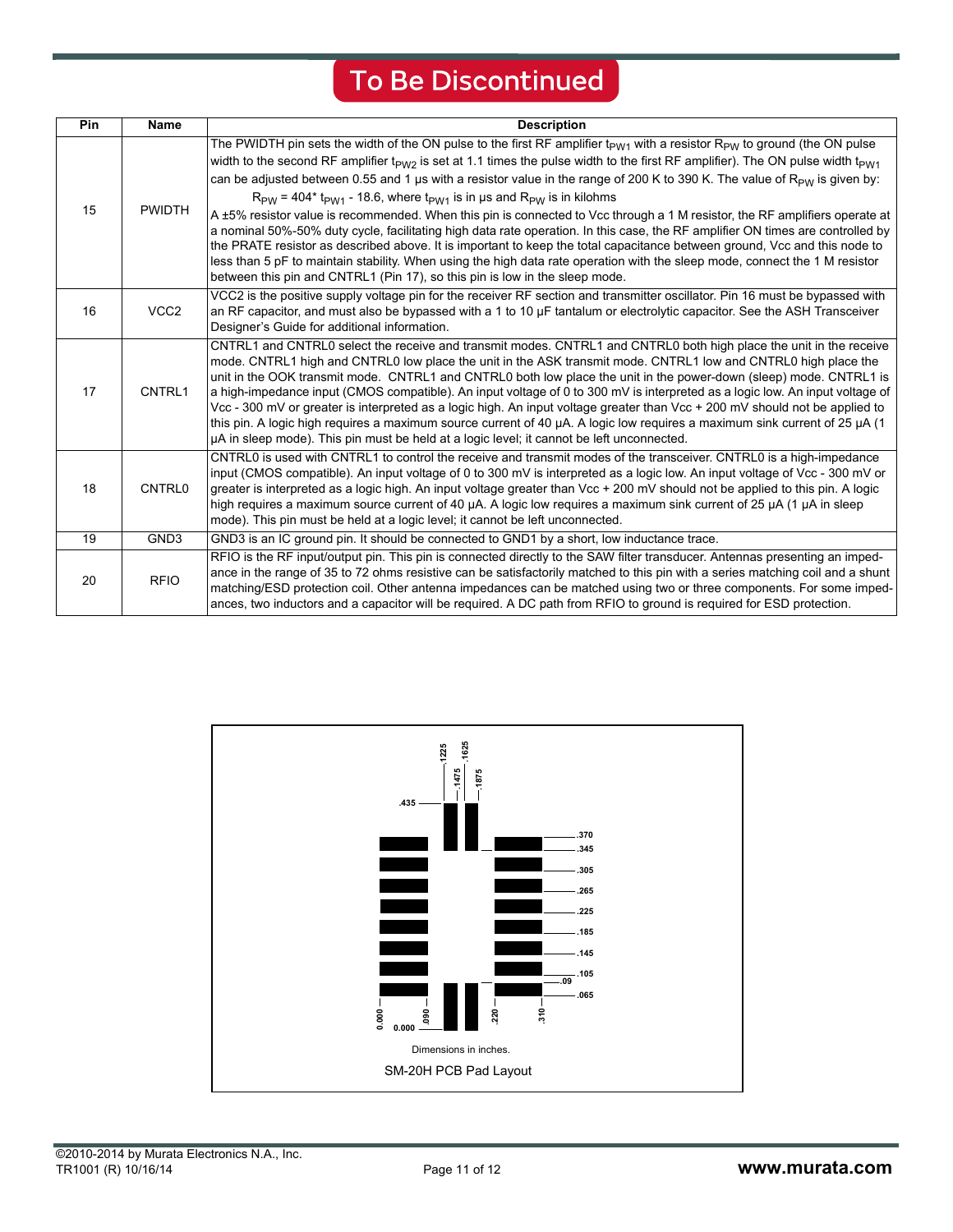To Be Discontinued

| Pin | Name | Description |
|---|---|---|
| 15 | PWIDTH | The PWIDTH pin sets the width of the ON pulse to the first RF amplifier $t_{PW1}$ with a resistor $R_{PW}$ to ground (the ON pulse width to the second RF amplifier $t_{PW2}$ is set at 1.1 times the pulse width to the first RF amplifier). The ON pulse width $t_{PW1}$ can be adjusted between 0.55 and 1 µs with a resistor value in the range of 200 K to 390 K. The value of $R_{PW}$ is given by: $R_{PW} = 404 * t_{PW1} - 18.6$, where $t_{PW1}$ is in µs and $R_{PW}$ is in kilohms. A ±5% resistor value is recommended. When this pin is connected to Vcc through a 1 M resistor, the RF amplifiers operate at a nominal 50%-50% duty cycle, facilitating high data rate operation. In this case, the RF amplifier ON times are controlled by the PRATE resistor as described above. It is important to keep the total capacitance between ground, Vcc and this node to less than 5 pF to maintain stability. When using the high data rate operation with the sleep mode, connect the 1 M resistor between this pin and CNTRL1 (Pin 17), so this pin is low in the sleep mode. |
| 16 | VCC2 | VCC2 is the positive supply voltage pin for the receiver RF section and transmitter oscillator. Pin 16 must be bypassed with an RF capacitor, and must also be bypassed with a 1 to 10 µF tantalum or electrolytic capacitor. See the ASH Transceiver Designer's Guide for additional information. |
| 17 | CNTRL1 | CNTRL1 and CNTRL0 select the receive and transmit modes. CNTRL1 and CNTRL0 both high place the unit in the receive mode. CNTRL1 high and CNTRL0 low place the unit in the ASK transmit mode. CNTRL1 low and CNTRL0 high place the unit in the OOK transmit mode. CNTRL1 and CNTRL0 both low place the unit in the power-down (sleep) mode. CNTRL1 is a high-impedance input (CMOS compatible). An input voltage of 0 to 300 mV is interpreted as a logic low. An input voltage of Vcc - 300 mV or greater is interpreted as a logic high. An input voltage greater than Vcc + 200 mV should not be applied to this pin. A logic high requires a maximum source current of 40 µA. A logic low requires a maximum sink current of 25 µA (1 µA in sleep mode). This pin must be held at a logic level; it cannot be left unconnected. |
| 18 | CNTRL0 | CNTRL0 is used with CNTRL1 to control the receive and transmit modes of the transceiver. CNTRL0 is a high-impedance input (CMOS compatible). An input voltage of 0 to 300 mV is interpreted as a logic low. An input voltage of Vcc - 300 mV or greater is interpreted as a logic high. An input voltage greater than Vcc + 200 mV should not be applied to this pin. A logic high requires a maximum source current of 40 µA. A logic low requires a maximum sink current of 25 µA (1 µA in sleep mode). This pin must be held at a logic level; it cannot be left unconnected. |
| 19 | GND3 | GND3 is an IC ground pin. It should be connected to GND1 by a short, low inductance trace. |
| 20 | RFIO | RFIO is the RF input/output pin. This pin is connected directly to the SAW filter transducer. Antennas presenting an impedance in the range of 35 to 72 ohms resistive can be satisfactorily matched to this pin with a series matching coil and a shunt matching/ESD protection coil. Other antenna impedances can be matched using two or three components. For some impedances, two inductors and a capacitor will be required. A DC path from RFIO to ground is required for ESD protection. |

.1225 .1625
.1475 .1875
.435
.370
.345
.305
.265
.225
.185
.145
.105
.09
.065
0.000 .090 .220 .310
0.000

Dimensions in inches.

SM-20H PCB Pad Layout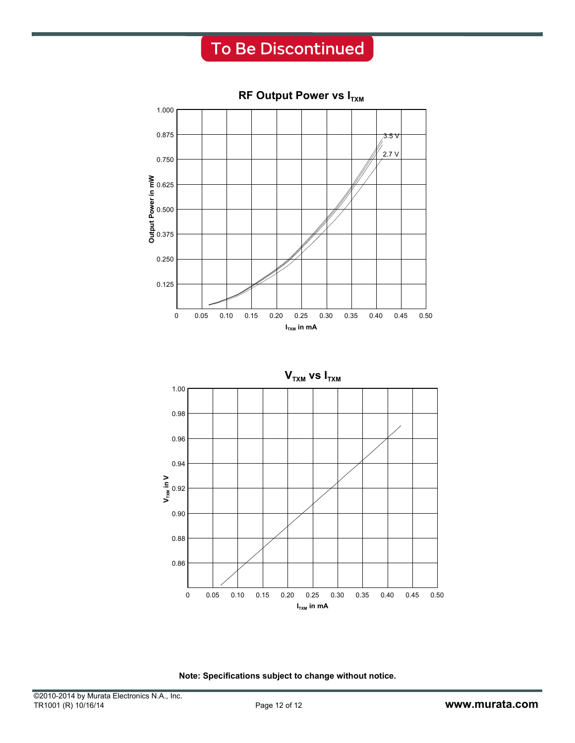To Be Discontinued

**RF Output Power vs $I_{TXM}$**

Output Power in mW

1.000
0.875
0.750
0.625
0.500
0.375
0.250
0.125

0 0.05 0.10 0.15 0.20 0.25 0.30 0.35 0.40 0.45 0.50

$I_{TXM}$ in mA

3.5 V
2.7 V

**$V_{TXM}$ vs $I_{TXM}$**

$V_{TXM}$ in V

1.00
0.98
0.96
0.94
0.92
0.90
0.88
0.86

0 0.05 0.10 0.15 0.20 0.25 0.30 0.35 0.40 0.45 0.50

$I_{TXM}$ in mA

**Note: Specifications subject to change without notice.**

©2010-2014 by Murata Electronics N.A., Inc.
TR1001 (R) 10/16/14

**www.murata.com**